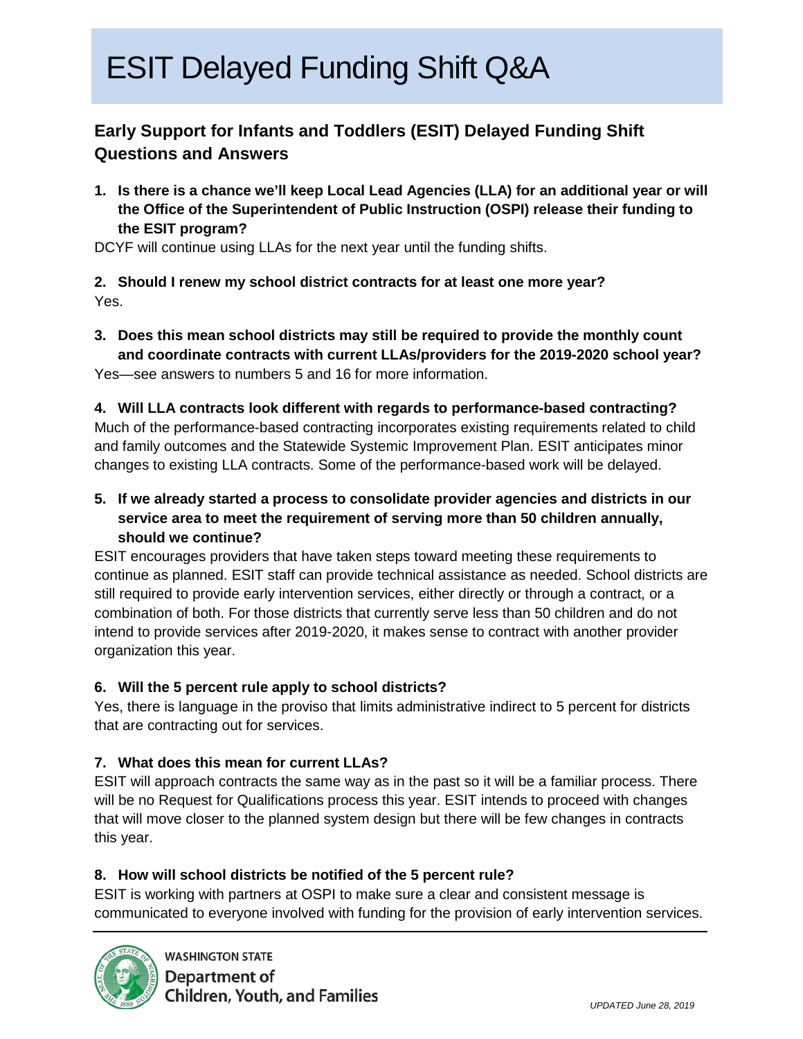# ESIT Delayed Funding Shift Q&A

## Early Support for Infants and Toddlers (ESIT) Delayed Funding Shift Questions and Answers

1. **Is there is a chance we'll keep Local Lead Agencies (LLA) for an additional year or will the Office of the Superintendent of Public Instruction (OSPI) release their funding to the ESIT program?**

DCYF will continue using LLAs for the next year until the funding shifts.

2. **Should I renew my school district contracts for at least one more year?**

Yes.

3. **Does this mean school districts may still be required to provide the monthly count and coordinate contracts with current LLAs/providers for the 2019-2020 school year?**

Yes—see answers to numbers 5 and 16 for more information.

4. **Will LLA contracts look different with regards to performance-based contracting?**

Much of the performance-based contracting incorporates existing requirements related to child and family outcomes and the Statewide Systemic Improvement Plan. ESIT anticipates minor changes to existing LLA contracts. Some of the performance-based work will be delayed.

5. **If we already started a process to consolidate provider agencies and districts in our service area to meet the requirement of serving more than 50 children annually, should we continue?**

ESIT encourages providers that have taken steps toward meeting these requirements to continue as planned. ESIT staff can provide technical assistance as needed. School districts are still required to provide early intervention services, either directly or through a contract, or a combination of both. For those districts that currently serve less than 50 children and do not intend to provide services after 2019-2020, it makes sense to contract with another provider organization this year.

6. **Will the 5 percent rule apply to school districts?**

Yes, there is language in the proviso that limits administrative indirect to 5 percent for districts that are contracting out for services.

7. **What does this mean for current LLAs?**

ESIT will approach contracts the same way as in the past so it will be a familiar process. There will be no Request for Qualifications process this year. ESIT intends to proceed with changes that will move closer to the planned system design but there will be few changes in contracts this year.

8. **How will school districts be notified of the 5 percent rule?**

ESIT is working with partners at OSPI to make sure a clear and consistent message is communicated to everyone involved with funding for the provision of early intervention services.

WASHINGTON STATE
Department of Children, Youth, and Families

*UPDATED June 28, 2019*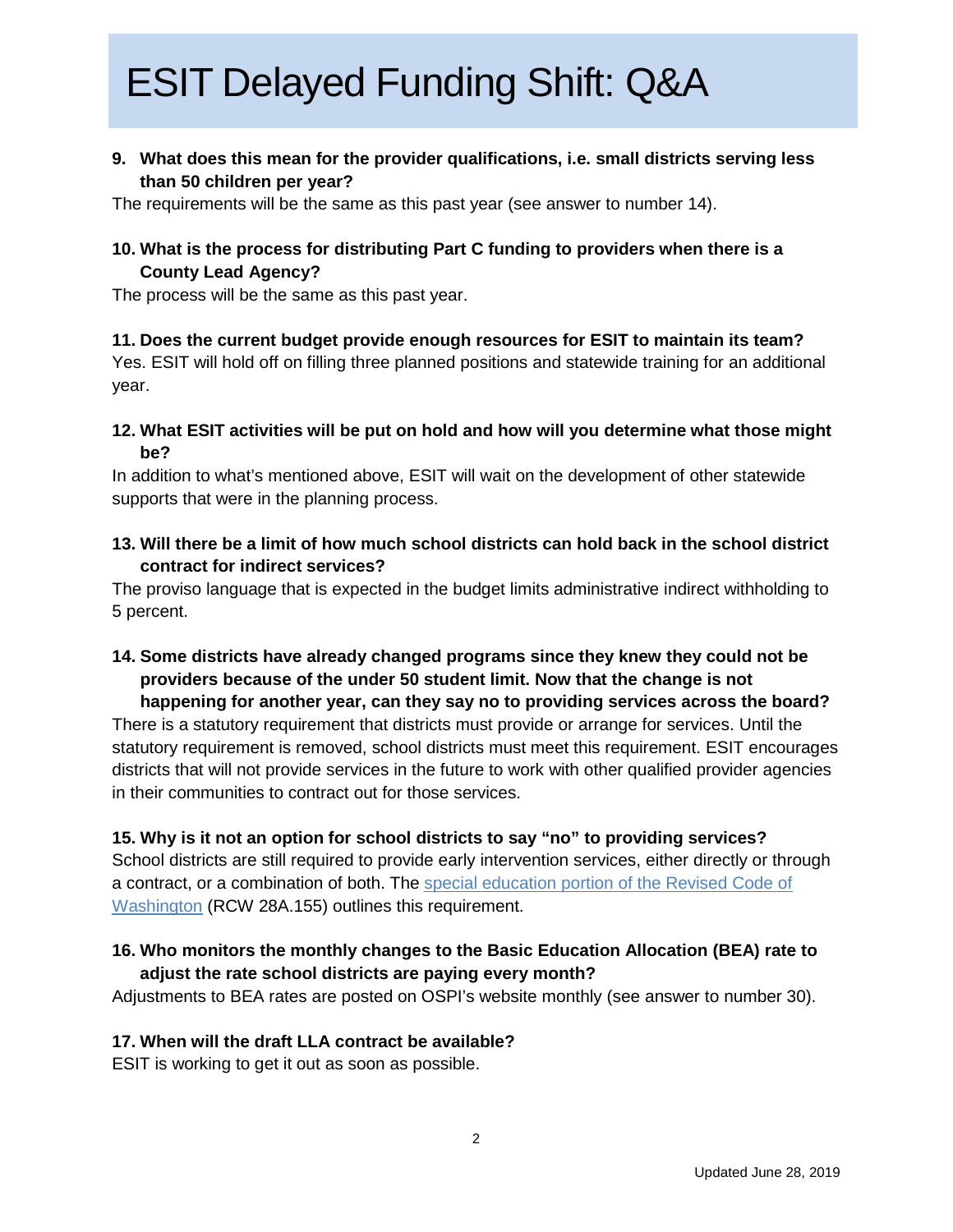# ESIT Delayed Funding Shift: Q&A

**9. What does this mean for the provider qualifications, i.e. small districts serving less than 50 children per year?**

The requirements will be the same as this past year (see answer to number 14).

**10. What is the process for distributing Part C funding to providers when there is a County Lead Agency?**

The process will be the same as this past year.

**11. Does the current budget provide enough resources for ESIT to maintain its team?**

Yes. ESIT will hold off on filling three planned positions and statewide training for an additional year.

**12. What ESIT activities will be put on hold and how will you determine what those might be?**

In addition to what's mentioned above, ESIT will wait on the development of other statewide supports that were in the planning process.

**13. Will there be a limit of how much school districts can hold back in the school district contract for indirect services?**

The proviso language that is expected in the budget limits administrative indirect withholding to 5 percent.

**14. Some districts have already changed programs since they knew they could not be providers because of the under 50 student limit. Now that the change is not happening for another year, can they say no to providing services across the board?**

There is a statutory requirement that districts must provide or arrange for services. Until the statutory requirement is removed, school districts must meet this requirement. ESIT encourages districts that will not provide services in the future to work with other qualified provider agencies in their communities to contract out for those services.

**15. Why is it not an option for school districts to say "no" to providing services?**

School districts are still required to provide early intervention services, either directly or through a contract, or a combination of both. The special education portion of the Revised Code of Washington (RCW 28A.155) outlines this requirement.

**16. Who monitors the monthly changes to the Basic Education Allocation (BEA) rate to adjust the rate school districts are paying every month?**

Adjustments to BEA rates are posted on OSPI's website monthly (see answer to number 30).

**17. When will the draft LLA contract be available?**

ESIT is working to get it out as soon as possible.

Updated June 28, 2019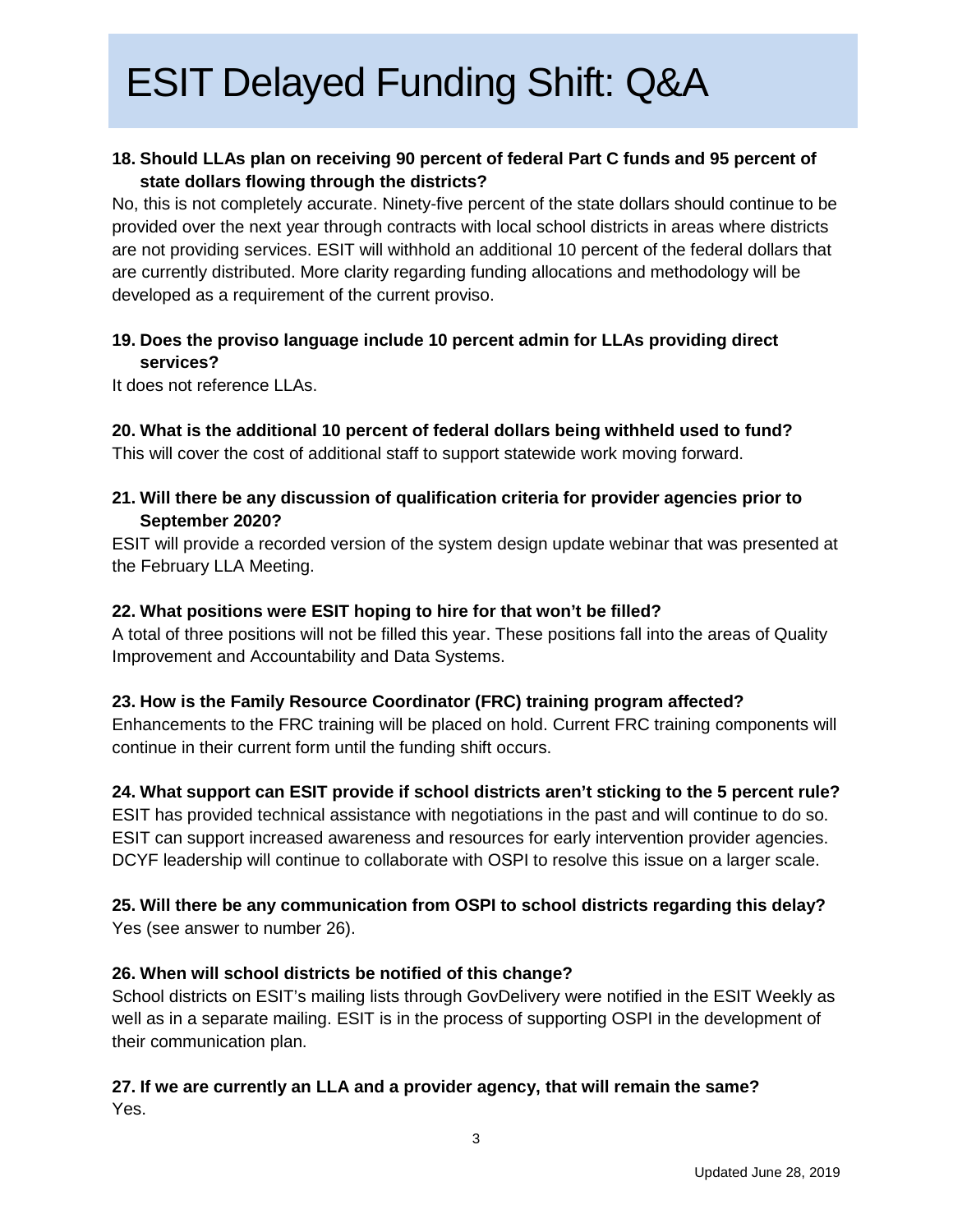# ESIT Delayed Funding Shift: Q&A

**18. Should LLAs plan on receiving 90 percent of federal Part C funds and 95 percent of state dollars flowing through the districts?**

No, this is not completely accurate. Ninety-five percent of the state dollars should continue to be provided over the next year through contracts with local school districts in areas where districts are not providing services. ESIT will withhold an additional 10 percent of the federal dollars that are currently distributed. More clarity regarding funding allocations and methodology will be developed as a requirement of the current proviso.

**19. Does the proviso language include 10 percent admin for LLAs providing direct services?**

It does not reference LLAs.

**20. What is the additional 10 percent of federal dollars being withheld used to fund?**

This will cover the cost of additional staff to support statewide work moving forward.

**21. Will there be any discussion of qualification criteria for provider agencies prior to September 2020?**

ESIT will provide a recorded version of the system design update webinar that was presented at the February LLA Meeting.

**22. What positions were ESIT hoping to hire for that won't be filled?**

A total of three positions will not be filled this year. These positions fall into the areas of Quality Improvement and Accountability and Data Systems.

**23. How is the Family Resource Coordinator (FRC) training program affected?**

Enhancements to the FRC training will be placed on hold. Current FRC training components will continue in their current form until the funding shift occurs.

**24. What support can ESIT provide if school districts aren't sticking to the 5 percent rule?**

ESIT has provided technical assistance with negotiations in the past and will continue to do so. ESIT can support increased awareness and resources for early intervention provider agencies. DCYF leadership will continue to collaborate with OSPI to resolve this issue on a larger scale.

**25. Will there be any communication from OSPI to school districts regarding this delay?**

Yes (see answer to number 26).

**26. When will school districts be notified of this change?**

School districts on ESIT's mailing lists through GovDelivery were notified in the ESIT Weekly as well as in a separate mailing. ESIT is in the process of supporting OSPI in the development of their communication plan.

**27. If we are currently an LLA and a provider agency, that will remain the same?**

Yes.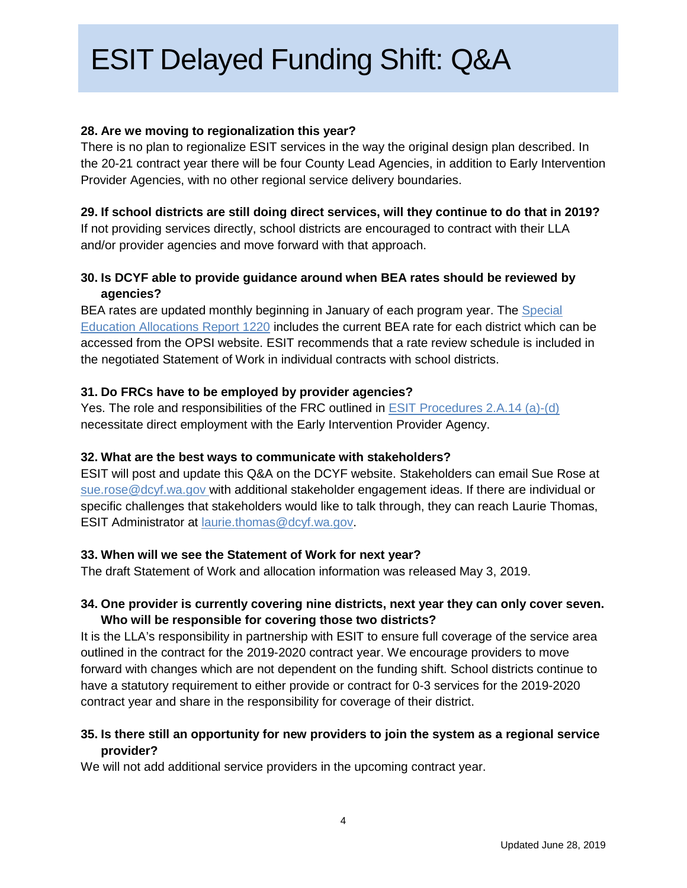# ESIT Delayed Funding Shift: Q&A

**28. Are we moving to regionalization this year?**

There is no plan to regionalize ESIT services in the way the original design plan described. In the 20-21 contract year there will be four County Lead Agencies, in addition to Early Intervention Provider Agencies, with no other regional service delivery boundaries.

**29. If school districts are still doing direct services, will they continue to do that in 2019?**

If not providing services directly, school districts are encouraged to contract with their LLA and/or provider agencies and move forward with that approach.

**30. Is DCYF able to provide guidance around when BEA rates should be reviewed by agencies?**

BEA rates are updated monthly beginning in January of each program year. The [Special Education Allocations Report 1220]() includes the current BEA rate for each district which can be accessed from the OPSI website. ESIT recommends that a rate review schedule is included in the negotiated Statement of Work in individual contracts with school districts.

**31. Do FRCs have to be employed by provider agencies?**

Yes. The role and responsibilities of the FRC outlined in [ESIT Procedures 2.A.14 (a)-(d)]() necessitate direct employment with the Early Intervention Provider Agency.

**32. What are the best ways to communicate with stakeholders?**

ESIT will post and update this Q&A on the DCYF website. Stakeholders can email Sue Rose at sue.rose@dcyf.wa.gov with additional stakeholder engagement ideas. If there are individual or specific challenges that stakeholders would like to talk through, they can reach Laurie Thomas, ESIT Administrator at laurie.thomas@dcyf.wa.gov.

**33. When will we see the Statement of Work for next year?**

The draft Statement of Work and allocation information was released May 3, 2019.

**34. One provider is currently covering nine districts, next year they can only cover seven. Who will be responsible for covering those two districts?**

It is the LLA's responsibility in partnership with ESIT to ensure full coverage of the service area outlined in the contract for the 2019-2020 contract year. We encourage providers to move forward with changes which are not dependent on the funding shift. School districts continue to have a statutory requirement to either provide or contract for 0-3 services for the 2019-2020 contract year and share in the responsibility for coverage of their district.

**35. Is there still an opportunity for new providers to join the system as a regional service provider?**

We will not add additional service providers in the upcoming contract year.

Updated June 28, 2019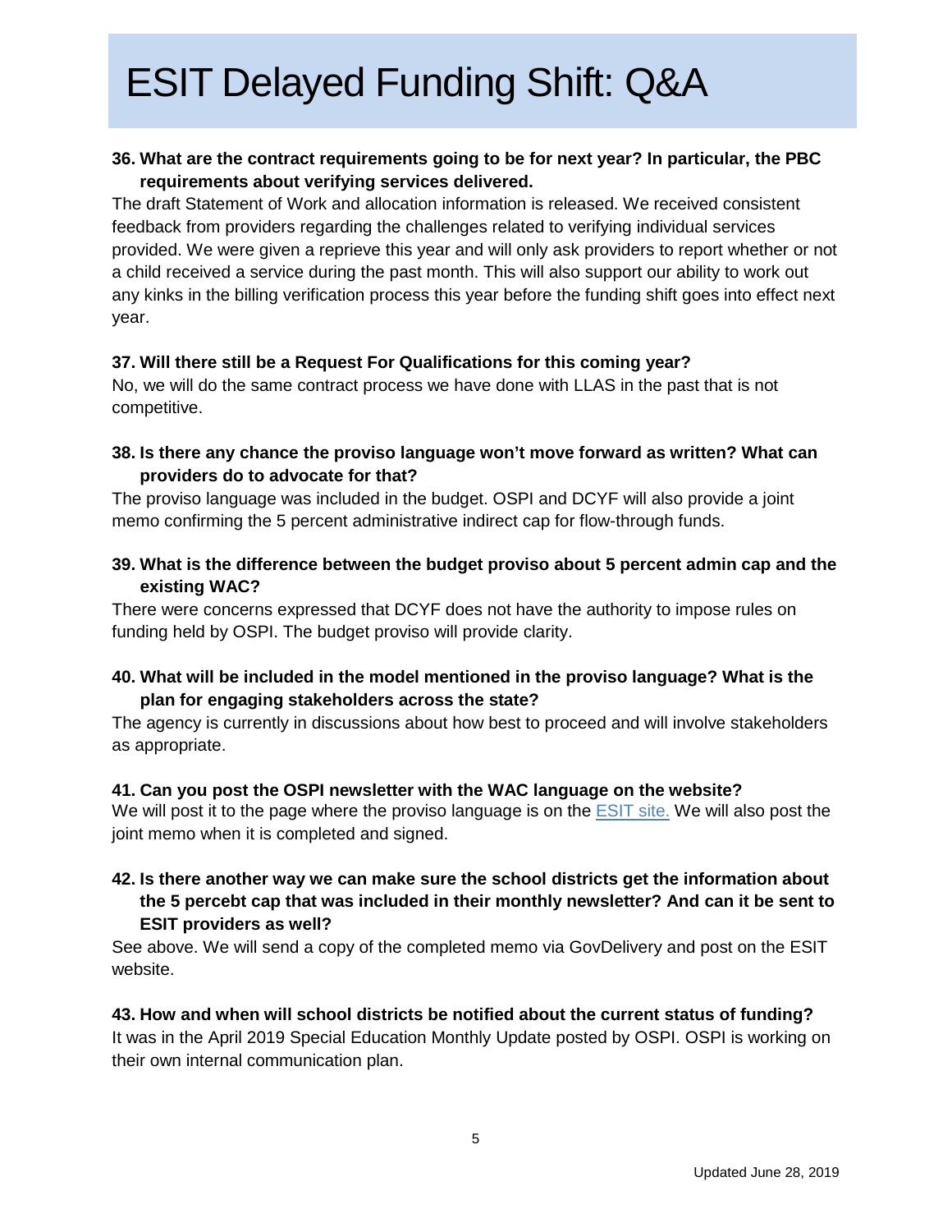# ESIT Delayed Funding Shift: Q&A

**36. What are the contract requirements going to be for next year? In particular, the PBC requirements about verifying services delivered.**

The draft Statement of Work and allocation information is released. We received consistent feedback from providers regarding the challenges related to verifying individual services provided. We were given a reprieve this year and will only ask providers to report whether or not a child received a service during the past month. This will also support our ability to work out any kinks in the billing verification process this year before the funding shift goes into effect next year.

**37. Will there still be a Request For Qualifications for this coming year?**

No, we will do the same contract process we have done with LLAS in the past that is not competitive.

**38. Is there any chance the proviso language won't move forward as written? What can providers do to advocate for that?**

The proviso language was included in the budget. OSPI and DCYF will also provide a joint memo confirming the 5 percent administrative indirect cap for flow-through funds.

**39. What is the difference between the budget proviso about 5 percent admin cap and the existing WAC?**

There were concerns expressed that DCYF does not have the authority to impose rules on funding held by OSPI. The budget proviso will provide clarity.

**40. What will be included in the model mentioned in the proviso language? What is the plan for engaging stakeholders across the state?**

The agency is currently in discussions about how best to proceed and will involve stakeholders as appropriate.

**41. Can you post the OSPI newsletter with the WAC language on the website?**

We will post it to the page where the proviso language is on the ESIT site. We will also post the joint memo when it is completed and signed.

**42. Is there another way we can make sure the school districts get the information about the 5 percebt cap that was included in their monthly newsletter? And can it be sent to ESIT providers as well?**

See above. We will send a copy of the completed memo via GovDelivery and post on the ESIT website.

**43. How and when will school districts be notified about the current status of funding?**

It was in the April 2019 Special Education Monthly Update posted by OSPI. OSPI is working on their own internal communication plan.

Updated June 28, 2019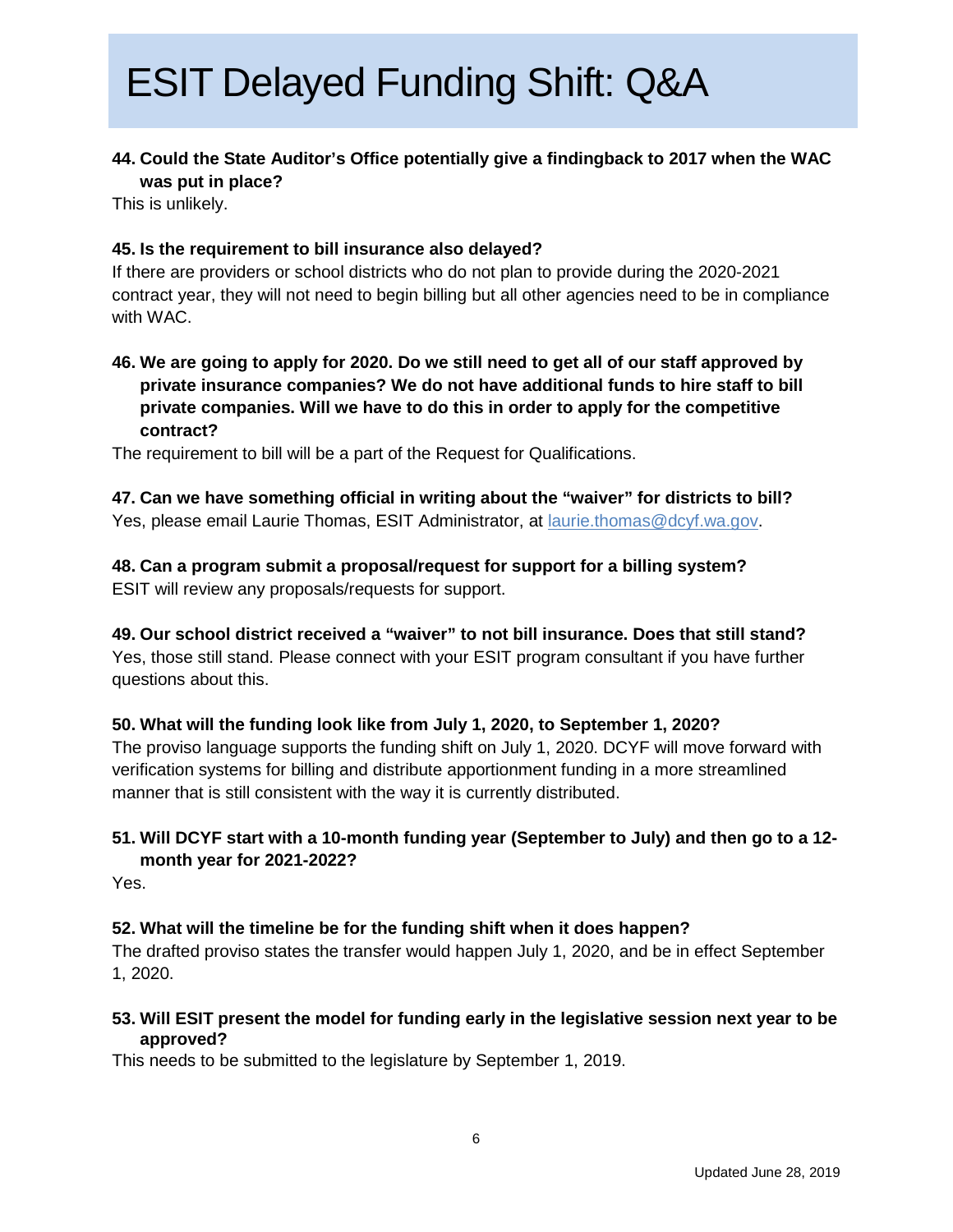# ESIT Delayed Funding Shift: Q&A

**44. Could the State Auditor's Office potentially give a findingback to 2017 when the WAC was put in place?**

This is unlikely.

**45. Is the requirement to bill insurance also delayed?**

If there are providers or school districts who do not plan to provide during the 2020-2021 contract year, they will not need to begin billing but all other agencies need to be in compliance with WAC.

**46. We are going to apply for 2020. Do we still need to get all of our staff approved by private insurance companies? We do not have additional funds to hire staff to bill private companies. Will we have to do this in order to apply for the competitive contract?**

The requirement to bill will be a part of the Request for Qualifications.

**47. Can we have something official in writing about the "waiver" for districts to bill?**

Yes, please email Laurie Thomas, ESIT Administrator, at [laurie.thomas@dcyf.wa.gov](mailto:laurie.thomas@dcyf.wa.gov).

**48. Can a program submit a proposal/request for support for a billing system?**

ESIT will review any proposals/requests for support.

**49. Our school district received a "waiver" to not bill insurance. Does that still stand?**

Yes, those still stand. Please connect with your ESIT program consultant if you have further questions about this.

**50. What will the funding look like from July 1, 2020, to September 1, 2020?**

The proviso language supports the funding shift on July 1, 2020. DCYF will move forward with verification systems for billing and distribute apportionment funding in a more streamlined manner that is still consistent with the way it is currently distributed.

**51. Will DCYF start with a 10-month funding year (September to July) and then go to a 12-month year for 2021-2022?**

Yes.

**52. What will the timeline be for the funding shift when it does happen?**

The drafted proviso states the transfer would happen July 1, 2020, and be in effect September 1, 2020.

**53. Will ESIT present the model for funding early in the legislative session next year to be approved?**

This needs to be submitted to the legislature by September 1, 2019.

Updated June 28, 2019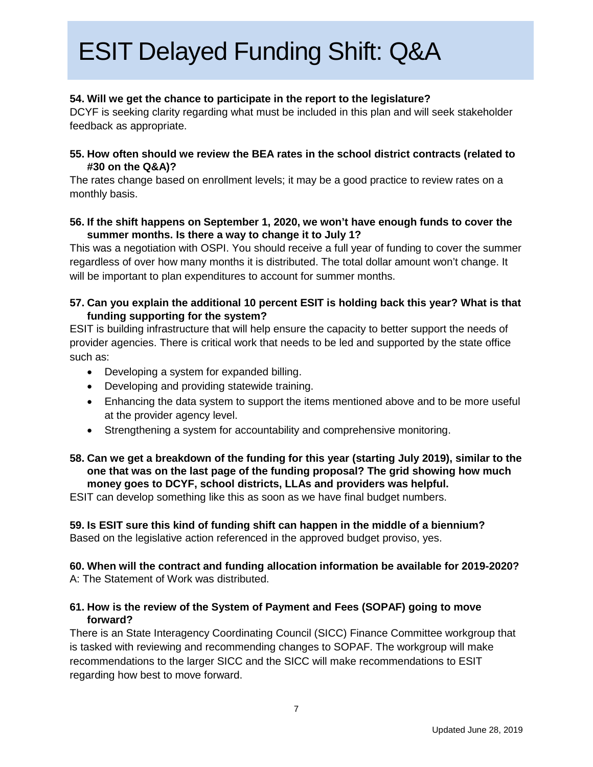# ESIT Delayed Funding Shift: Q&A

**54. Will we get the chance to participate in the report to the legislature?**

DCYF is seeking clarity regarding what must be included in this plan and will seek stakeholder feedback as appropriate.

**55. How often should we review the BEA rates in the school district contracts (related to #30 on the Q&A)?**

The rates change based on enrollment levels; it may be a good practice to review rates on a monthly basis.

**56. If the shift happens on September 1, 2020, we won't have enough funds to cover the summer months. Is there a way to change it to July 1?**

This was a negotiation with OSPI. You should receive a full year of funding to cover the summer regardless of over how many months it is distributed. The total dollar amount won't change. It will be important to plan expenditures to account for summer months.

**57. Can you explain the additional 10 percent ESIT is holding back this year? What is that funding supporting for the system?**

ESIT is building infrastructure that will help ensure the capacity to better support the needs of provider agencies. There is critical work that needs to be led and supported by the state office such as:

- Developing a system for expanded billing.
- Developing and providing statewide training.
- Enhancing the data system to support the items mentioned above and to be more useful at the provider agency level.
- Strengthening a system for accountability and comprehensive monitoring.

**58. Can we get a breakdown of the funding for this year (starting July 2019), similar to the one that was on the last page of the funding proposal? The grid showing how much money goes to DCYF, school districts, LLAs and providers was helpful.**

ESIT can develop something like this as soon as we have final budget numbers.

**59. Is ESIT sure this kind of funding shift can happen in the middle of a biennium?**

Based on the legislative action referenced in the approved budget proviso, yes.

**60. When will the contract and funding allocation information be available for 2019-2020?**

A: The Statement of Work was distributed.

**61. How is the review of the System of Payment and Fees (SOPAF) going to move forward?**

There is an State Interagency Coordinating Council (SICC) Finance Committee workgroup that is tasked with reviewing and recommending changes to SOPAF. The workgroup will make recommendations to the larger SICC and the SICC will make recommendations to ESIT regarding how best to move forward.

Updated June 28, 2019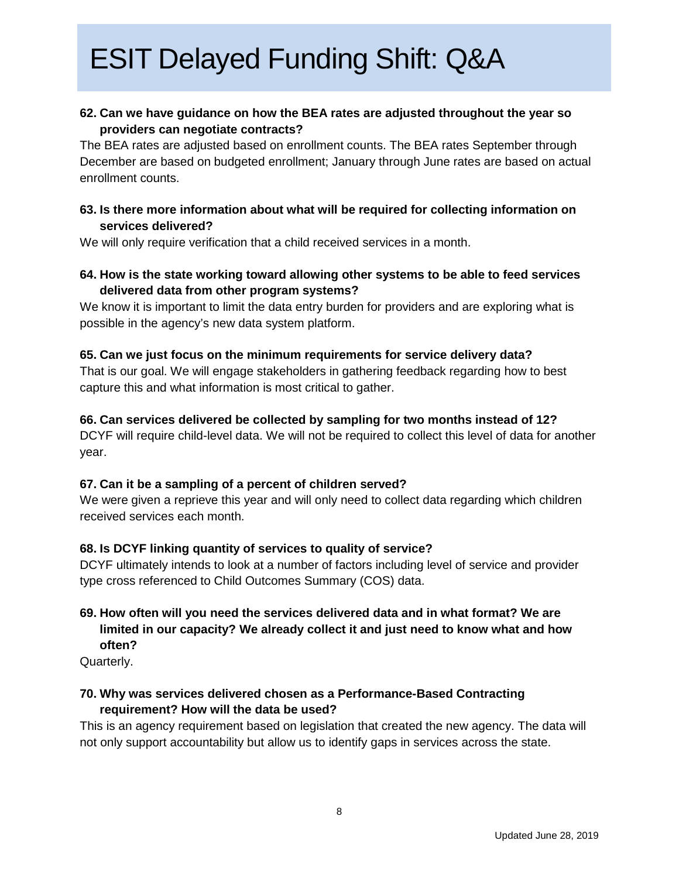# ESIT Delayed Funding Shift: Q&A

**62. Can we have guidance on how the BEA rates are adjusted throughout the year so providers can negotiate contracts?**

The BEA rates are adjusted based on enrollment counts. The BEA rates September through December are based on budgeted enrollment; January through June rates are based on actual enrollment counts.

**63. Is there more information about what will be required for collecting information on services delivered?**

We will only require verification that a child received services in a month.

**64. How is the state working toward allowing other systems to be able to feed services delivered data from other program systems?**

We know it is important to limit the data entry burden for providers and are exploring what is possible in the agency's new data system platform.

**65. Can we just focus on the minimum requirements for service delivery data?**

That is our goal. We will engage stakeholders in gathering feedback regarding how to best capture this and what information is most critical to gather.

**66. Can services delivered be collected by sampling for two months instead of 12?**

DCYF will require child-level data. We will not be required to collect this level of data for another year.

**67. Can it be a sampling of a percent of children served?**

We were given a reprieve this year and will only need to collect data regarding which children received services each month.

**68. Is DCYF linking quantity of services to quality of service?**

DCYF ultimately intends to look at a number of factors including level of service and provider type cross referenced to Child Outcomes Summary (COS) data.

**69. How often will you need the services delivered data and in what format? We are limited in our capacity? We already collect it and just need to know what and how often?**

Quarterly.

**70. Why was services delivered chosen as a Performance-Based Contracting requirement? How will the data be used?**

This is an agency requirement based on legislation that created the new agency. The data will not only support accountability but allow us to identify gaps in services across the state.

Updated June 28, 2019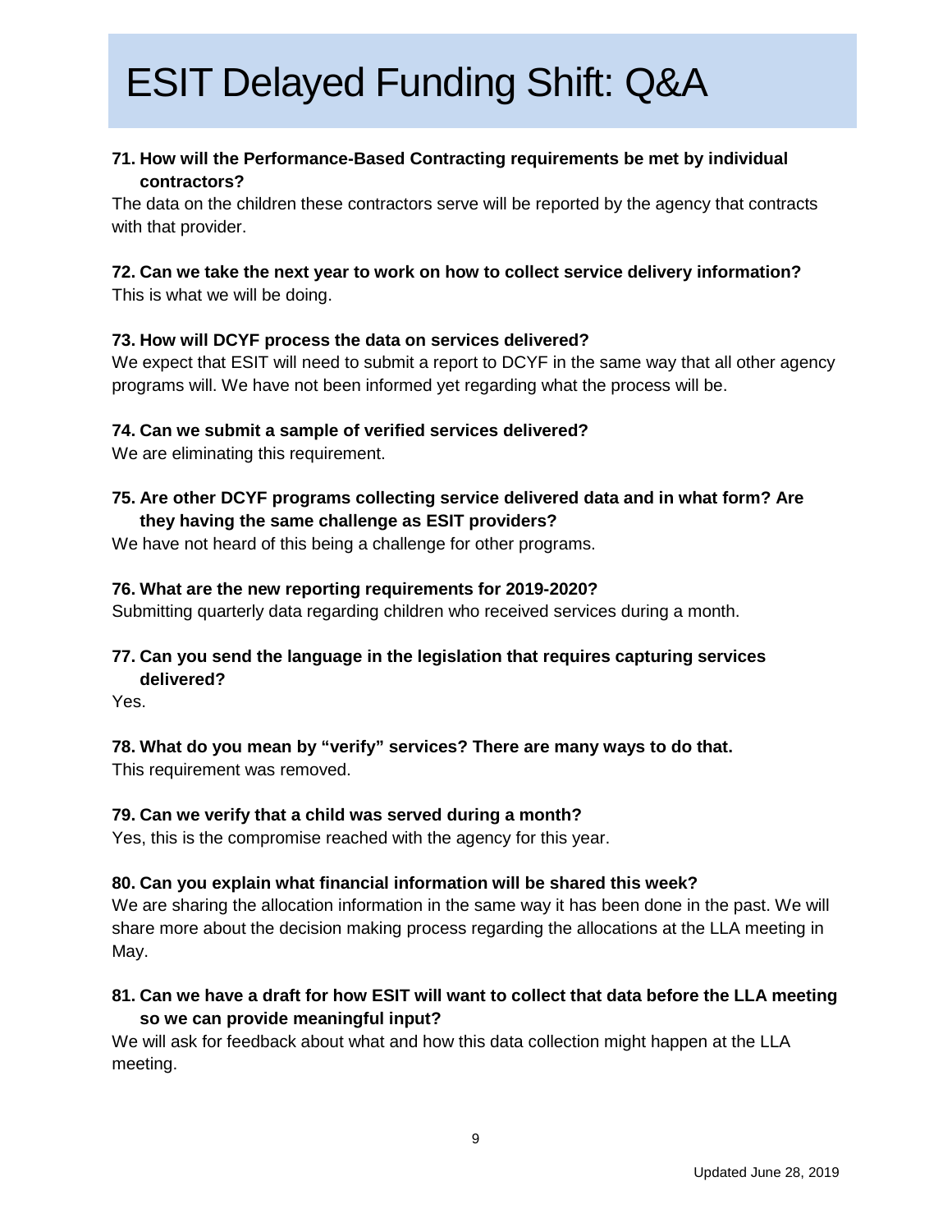# ESIT Delayed Funding Shift: Q&A

**71. How will the Performance-Based Contracting requirements be met by individual contractors?**

The data on the children these contractors serve will be reported by the agency that contracts with that provider.

**72. Can we take the next year to work on how to collect service delivery information?**

This is what we will be doing.

**73. How will DCYF process the data on services delivered?**

We expect that ESIT will need to submit a report to DCYF in the same way that all other agency programs will. We have not been informed yet regarding what the process will be.

**74. Can we submit a sample of verified services delivered?**

We are eliminating this requirement.

**75. Are other DCYF programs collecting service delivered data and in what form? Are they having the same challenge as ESIT providers?**

We have not heard of this being a challenge for other programs.

**76. What are the new reporting requirements for 2019-2020?**

Submitting quarterly data regarding children who received services during a month.

**77. Can you send the language in the legislation that requires capturing services delivered?**

Yes.

**78. What do you mean by "verify" services? There are many ways to do that.**

This requirement was removed.

**79. Can we verify that a child was served during a month?**

Yes, this is the compromise reached with the agency for this year.

**80. Can you explain what financial information will be shared this week?**

We are sharing the allocation information in the same way it has been done in the past. We will share more about the decision making process regarding the allocations at the LLA meeting in May.

**81. Can we have a draft for how ESIT will want to collect that data before the LLA meeting so we can provide meaningful input?**

We will ask for feedback about what and how this data collection might happen at the LLA meeting.

Updated June 28, 2019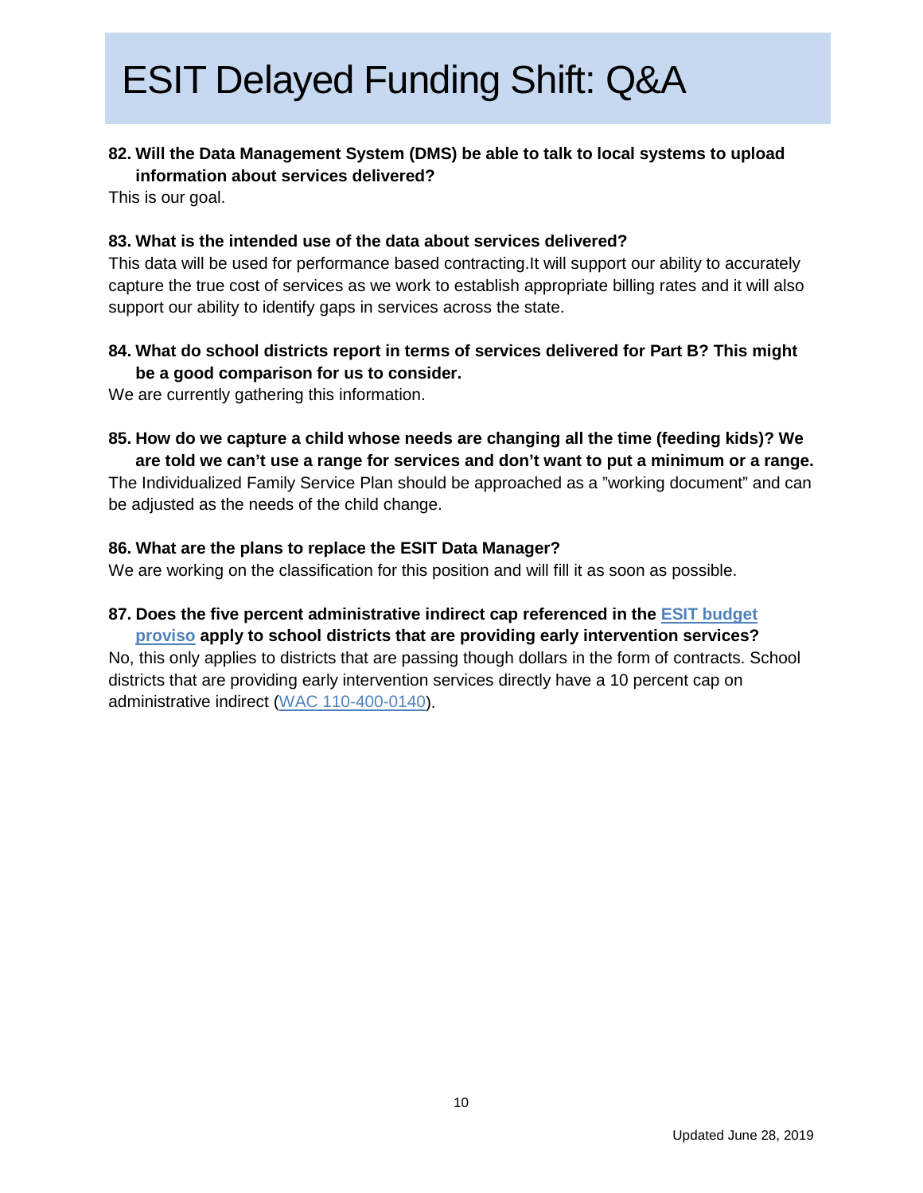# ESIT Delayed Funding Shift: Q&A

**82. Will the Data Management System (DMS) be able to talk to local systems to upload information about services delivered?**

This is our goal.

**83. What is the intended use of the data about services delivered?**

This data will be used for performance based contracting.It will support our ability to accurately capture the true cost of services as we work to establish appropriate billing rates and it will also support our ability to identify gaps in services across the state.

**84. What do school districts report in terms of services delivered for Part B? This might be a good comparison for us to consider.**

We are currently gathering this information.

**85. How do we capture a child whose needs are changing all the time (feeding kids)? We are told we can't use a range for services and don't want to put a minimum or a range.**

The Individualized Family Service Plan should be approached as a "working document" and can be adjusted as the needs of the child change.

**86. What are the plans to replace the ESIT Data Manager?**

We are working on the classification for this position and will fill it as soon as possible.

**87. Does the five percent administrative indirect cap referenced in the ESIT budget proviso apply to school districts that are providing early intervention services?**

No, this only applies to districts that are passing though dollars in the form of contracts. School districts that are providing early intervention services directly have a 10 percent cap on administrative indirect (WAC 110-400-0140).

Updated June 28, 2019